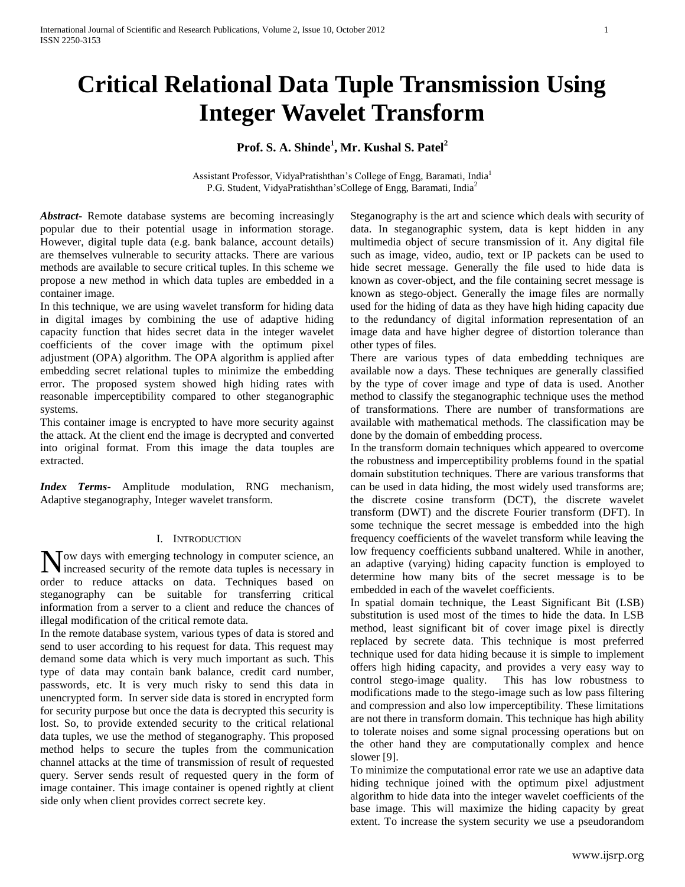# Critical Relational Data Tuple Transmission Using Integer Wavelet Transform

**Prof. S. A. Shinde[1], Mr. Kushal S. Patel[2]**

Assistant Professor, VidyaPratishthan's College of Engg, Baramati, India[1]
P.G. Student, VidyaPratishthan'sCollege of Engg, Baramati, India[2]

***Abstract-*** Remote database systems are becoming increasingly popular due to their potential usage in information storage. However, digital tuple data (e.g. bank balance, account details) are themselves vulnerable to security attacks. There are various methods are available to secure critical tuples. In this scheme we propose a new method in which data tuples are embedded in a container image.

In this technique, we are using wavelet transform for hiding data in digital images by combining the use of adaptive hiding capacity function that hides secret data in the integer wavelet coefficients of the cover image with the optimum pixel adjustment (OPA) algorithm. The OPA algorithm is applied after embedding secret relational tuples to minimize the embedding error. The proposed system showed high hiding rates with reasonable imperceptibility compared to other steganographic systems.

This container image is encrypted to have more security against the attack. At the client end the image is decrypted and converted into original format. From this image the data touples are extracted.

***Index Terms-*** Amplitude modulation, RNG mechanism, Adaptive steganography, Integer wavelet transform.

## I. Introduction

Now days with emerging technology in computer science, an increased security of the remote data tuples is necessary in order to reduce attacks on data. Techniques based on steganography can be suitable for transferring critical information from a server to a client and reduce the chances of illegal modification of the critical remote data.

In the remote database system, various types of data is stored and send to user according to his request for data. This request may demand some data which is very much important as such. This type of data may contain bank balance, credit card number, passwords, etc. It is very much risky to send this data in unencrypted form. In server side data is stored in encrypted form for security purpose but once the data is decrypted this security is lost. So, to provide extended security to the critical relational data tuples, we use the method of steganography. This proposed method helps to secure the tuples from the communication channel attacks at the time of transmission of result of requested query. Server sends result of requested query in the form of image container. This image container is opened rightly at client side only when client provides correct secrete key.

Steganography is the art and science which deals with security of data. In steganographic system, data is kept hidden in any multimedia object of secure transmission of it. Any digital file such as image, video, audio, text or IP packets can be used to hide secret message. Generally the file used to hide data is known as cover-object, and the file containing secret message is known as stego-object. Generally the image files are normally used for the hiding of data as they have high hiding capacity due to the redundancy of digital information representation of an image data and have higher degree of distortion tolerance than other types of files.

There are various types of data embedding techniques are available now a days. These techniques are generally classified by the type of cover image and type of data is used. Another method to classify the steganographic technique uses the method of transformations. There are number of transformations are available with mathematical methods. The classification may be done by the domain of embedding process.

In the transform domain techniques which appeared to overcome the robustness and imperceptibility problems found in the spatial domain substitution techniques. There are various transforms that can be used in data hiding, the most widely used transforms are; the discrete cosine transform (DCT), the discrete wavelet transform (DWT) and the discrete Fourier transform (DFT). In some technique the secret message is embedded into the high frequency coefficients of the wavelet transform while leaving the low frequency coefficients subband unaltered. While in another, an adaptive (varying) hiding capacity function is employed to determine how many bits of the secret message is to be embedded in each of the wavelet coefficients.

In spatial domain technique, the Least Significant Bit (LSB) substitution is used most of the times to hide the data. In LSB method, least significant bit of cover image pixel is directly replaced by secrete data. This technique is most preferred technique used for data hiding because it is simple to implement offers high hiding capacity, and provides a very easy way to control stego-image quality. This has low robustness to modifications made to the stego-image such as low pass filtering and compression and also low imperceptibility. These limitations are not there in transform domain. This technique has high ability to tolerate noises and some signal processing operations but on the other hand they are computationally complex and hence slower [9].

To minimize the computational error rate we use an adaptive data hiding technique joined with the optimum pixel adjustment algorithm to hide data into the integer wavelet coefficients of the base image. This will maximize the hiding capacity by great extent. To increase the system security we use a pseudorandom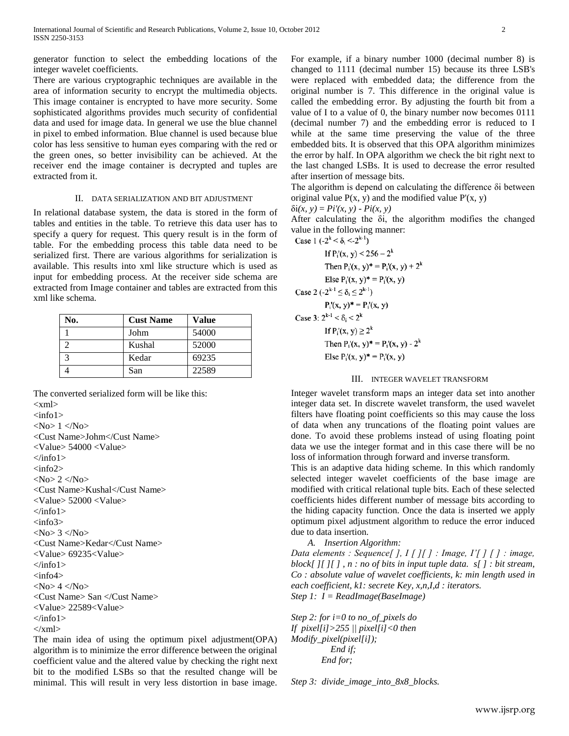generator function to select the embedding locations of the integer wavelet coefficients.

There are various cryptographic techniques are available in the area of information security to encrypt the multimedia objects. This image container is encrypted to have more security. Some sophisticated algorithms provides much security of confidential data and used for image data. In general we use the blue channel in pixel to embed information. Blue channel is used because blue color has less sensitive to human eyes comparing with the red or the green ones, so better invisibility can be achieved. At the receiver end the image container is decrypted and tuples are extracted from it.

## II. Data Serialization and Bit Adjustment

In relational database system, the data is stored in the form of tables and entities in the table. To retrieve this data user has to specify a query for request. This query result is in the form of table. For the embedding process this table data need to be serialized first. There are various algorithms for serialization is available. This results into xml like structure which is used as input for embedding process. At the receiver side schema are extracted from Image container and tables are extracted from this xml like schema.

| No. | Cust Name | Value |
|---|---|---|
| 1 | Johm | 54000 |
| 2 | Kushal | 52000 |
| 3 | Kedar | 69235 |
| 4 | San | 22589 |

The converted serialized form will be like this:

```
<xml>
<info1>
<No> 1 </No>
<Cust Name>Johm</Cust Name>
<Value> 54000 <Value>
</info1>
<info2>
<No> 2 </No>
<Cust Name>Kushal</Cust Name>
<Value> 52000 <Value>
</info1>
<info3>
<No> 3 </No>
<Cust Name>Kedar</Cust Name>
<Value> 69235<Value>
</info1>
<info4>
<No> 4 </No>
<Cust Name> San </Cust Name>
<Value> 22589<Value>
</info1>
</xml>
```

The main idea of using the optimum pixel adjustment(OPA) algorithm is to minimize the error difference between the original coefficient value and the altered value by checking the right next bit to the modified LSBs so that the resulted change will be minimal. This will result in very less distortion in base image. For example, if a binary number 1000 (decimal number 8) is changed to 1111 (decimal number 15) because its three LSB's were replaced with embedded data; the difference from the original number is 7. This difference in the original value is called the embedding error. By adjusting the fourth bit from a value of I to a value of 0, the binary number now becomes 0111 (decimal number 7) and the embedding error is reduced to I while at the same time preserving the value of the three embedded bits. It is observed that this OPA algorithm minimizes the error by half. In OPA algorithm we check the bit right next to the last changed LSBs. It is used to decrease the error resulted after insertion of message bits.

The algorithm is depend on calculating the difference $\delta i$ between original value $P(x, y)$ and the modified value $P'(x, y)$

$\delta i(x, y) = Pi'(x, y) - Pi(x, y)$

After calculating the $\delta i$, the algorithm modifies the changed value in the following manner:

Case 1 ($-2^k < \delta_i < -2^{k-1}$)

If $P_i'(x, y) < 256 - 2^k$

Then $P_i'(x, y)^* = P_i'(x, y) + 2^k$

Else $P_i'(x, y)^* = P_i'(x, y)$

Case 2 ($-2^{k-1} \le \delta_i \le 2^{k-1}$)

$P_i'(x, y)^* = P_i'(x, y)$

Case 3: $2^{k-1} < \delta_i < 2^k$

If $P_i'(x, y) \ge 2^k$

Then $P_i'(x, y)^* = P_i'(x, y) - 2^k$

Else $P_i'(x, y)^* = P_i'(x, y)$

## III. Integer Wavelet Transform

Integer wavelet transform maps an integer data set into another integer data set. In discrete wavelet transform, the used wavelet filters have floating point coefficients so this may cause the loss of data when any truncations of the floating point values are done. To avoid these problems instead of using floating point data we use the integer format and in this case there will be no loss of information through forward and inverse transform.

This is an adaptive data hiding scheme. In this which randomly selected integer wavelet coefficients of the base image are modified with critical relational tuple bits. Each of these selected coefficients hides different number of message bits according to the hiding capacity function. Once the data is inserted we apply optimum pixel adjustment algorithm to reduce the error induced due to data insertion.

### A. Insertion Algorithm:

*Data elements : Sequence[ ], I [ ][ ] : Image, I'[ ] [ ] : image, block[ ][ ][ ] , n : no of bits in input tuple data. s[ ] : bit stream, Co : absolute value of wavelet coefficients, k: min length used in each coefficient, k1: secrete Key, x,n,I,d : iterators.*

*Step 1: I = ReadImage(BaseImage)*

*Step 2: for i=0 to no_of_pixels do*
*If pixel[i]>255 || pixel[i]<0 then*
*Modify_pixel(pixel[i]);*
*End if;*
*End for;*

*Step 3: divide_image_into_8x8_blocks.*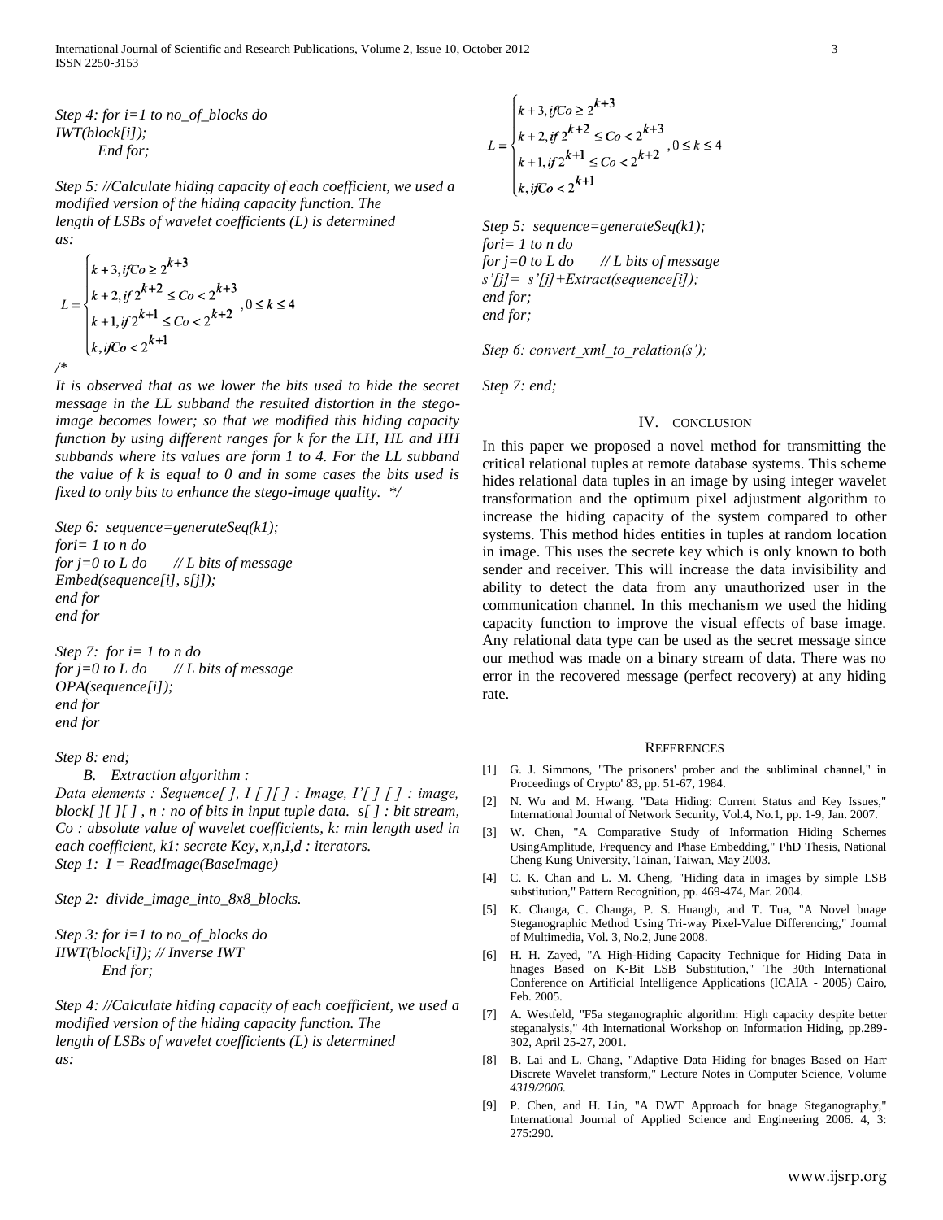*Step 4: for i=1 to no_of_blocks do*
*IWT(block[i]);*
*End for;*

*Step 5: //Calculate hiding capacity of each coefficient, we used a modified version of the hiding capacity function. The length of LSBs of wavelet coefficients (L) is determined as:*

$$L = \begin{cases} k+3, if Co \geq 2^{k+3} \\ k+2, if\ 2^{k+2} \leq Co < 2^{k+3} \\ k+1, if\ 2^{k+1} \leq Co < 2^{k+2} \\ k, if Co < 2^{k+1} \end{cases}, 0 \leq k \leq 4$$

*/\**
*It is observed that as we lower the bits used to hide the secret message in the LL subband the resulted distortion in the stego-image becomes lower; so that we modified this hiding capacity function by using different ranges for k for the LH, HL and HH subbands where its values are form 1 to 4. For the LL subband the value of k is equal to 0 and in some cases the bits used is fixed to only bits to enhance the stego-image quality. \*/*

*Step 6: sequence=generateSeq(k1);*
*fori= 1 to n do*
*for j=0 to L do // L bits of message*
*Embed(sequence[i], s[j]);*
*end for*
*end for*

*Step 7: for i= 1 to n do*
*for j=0 to L do // L bits of message*
*OPA(sequence[i]);*
*end for*
*end for*

*Step 8: end;*

### B. Extraction algorithm :

*Data elements : Sequence[ ], I [ ][ ] : Image, I'[ ] [ ] : image, block[ ][ ][ ] , n : no of bits in input tuple data. s[ ] : bit stream, Co : absolute value of wavelet coefficients, k: min length used in each coefficient, k1: secrete Key, x,n,I,d : iterators.*
*Step 1: I = ReadImage(BaseImage)*

*Step 2: divide_image_into_8x8_blocks.*

*Step 3: for i=1 to no_of_blocks do*
*IIWT(block[i]); // Inverse IWT*
*End for;*

*Step 4: //Calculate hiding capacity of each coefficient, we used a modified version of the hiding capacity function. The length of LSBs of wavelet coefficients (L) is determined as:*

$$L = \begin{cases} k+3, if Co \geq 2^{k+3} \\ k+2, if\ 2^{k+2} \leq Co < 2^{k+3} \\ k+1, if\ 2^{k+1} \leq Co < 2^{k+2} \\ k, if Co < 2^{k+1} \end{cases}, 0 \leq k \leq 4$$

*Step 5: sequence=generateSeq(k1);*
*fori= 1 to n do*
*for j=0 to L do // L bits of message*
*s'[j]= s'[j]+Extract(sequence[i]);*
*end for;*
*end for;*

*Step 6: convert_xml_to_relation(s');*

*Step 7: end;*

## IV. CONCLUSION

In this paper we proposed a novel method for transmitting the critical relational tuples at remote database systems. This scheme hides relational data tuples in an image by using integer wavelet transformation and the optimum pixel adjustment algorithm to increase the hiding capacity of the system compared to other systems. This method hides entities in tuples at random location in image. This uses the secrete key which is only known to both sender and receiver. This will increase the data invisibility and ability to detect the data from any unauthorized user in the communication channel. In this mechanism we used the hiding capacity function to improve the visual effects of base image. Any relational data type can be used as the secret message since our method was made on a binary stream of data. There was no error in the recovered message (perfect recovery) at any hiding rate.

## REFERENCES

[1] G. J. Simmons, "The prisoners' prober and the subliminal channel," in Proceedings of Crypto' 83, pp. 51-67, 1984.

[2] N. Wu and M. Hwang. "Data Hiding: Current Status and Key Issues," International Journal of Network Security, Vol.4, No.1, pp. 1-9, Jan. 2007.

[3] W. Chen, "A Comparative Study of Information Hiding Schernes UsingAmplitude, Frequency and Phase Embedding," PhD Thesis, National Cheng Kung University, Tainan, Taiwan, May 2003.

[4] C. K. Chan and L. M. Cheng, "Hiding data in images by simple LSB substitution," Pattern Recognition, pp. 469-474, Mar. 2004.

[5] K. Changa, C. Changa, P. S. Huangb, and T. Tua, "A Novel bnage Steganographic Method Using Tri-way Pixel-Value Differencing," Journal of Multimedia, Vol. 3, No.2, June 2008.

[6] H. H. Zayed, "A High-Hiding Capacity Technique for Hiding Data in hnages Based on K-Bit LSB Substitution," The 30th International Conference on Artificial Intelligence Applications (ICAIA - 2005) Cairo, Feb. 2005.

[7] A. Westfeld, "F5a steganographic algorithm: High capacity despite better steganalysis," 4th International Workshop on Information Hiding, pp.289-302, April 25-27, 2001.

[8] B. Lai and L. Chang, "Adaptive Data Hiding for bnages Based on Harr Discrete Wavelet transform," Lecture Notes in Computer Science, Volume *4319/2006*.

[9] P. Chen, and H. Lin, "A DWT Approach for bnage Steganography," International Journal of Applied Science and Engineering 2006. 4, 3: 275:290.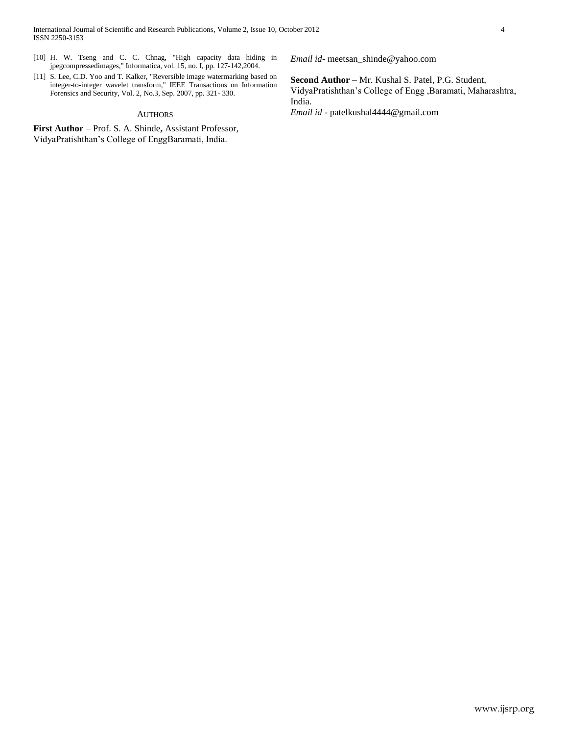[10] H. W. Tseng and C. C. Chnag, "High capacity data hiding in jpegcompressedimages," Informatica, vol. 15, no. I, pp. 127-142,2004.

[11] S. Lee, C.D. Yoo and T. Kalker, "Reversible image watermarking based on integer-to-integer wavelet transform," IEEE Transactions on Information Forensics and Security, Vol. 2, No.3, Sep. 2007, pp. 321- 330.

## AUTHORS

**First Author** – Prof. S. A. Shinde**,** Assistant Professor, VidyaPratishthan's College of EnggBaramati, India.

*Email id*- meetsan_shinde@yahoo.com

**Second Author** – Mr. Kushal S. Patel, P.G. Student, VidyaPratishthan's College of Engg ,Baramati, Maharashtra, India.

*Email id* - patelkushal4444@gmail.com